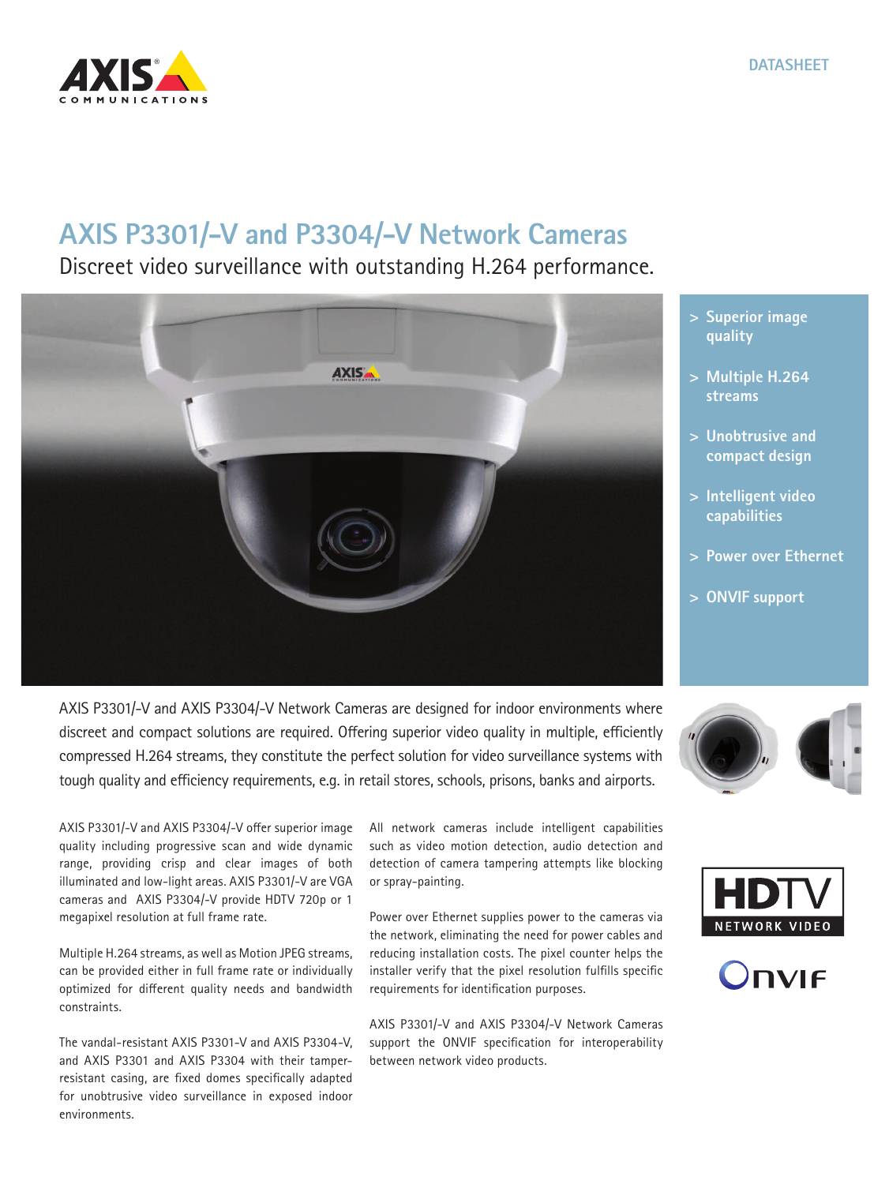DATASHEET

# AXIS P3301/-V and P3304/-V Network Cameras

## Discreet video surveillance with outstanding H.264 performance.

- > Superior image quality
- > Multiple H.264 streams
- > Unobtrusive and compact design
- > Intelligent video capabilities
- > Power over Ethernet
- > ONVIF support

AXIS P3301/-V and AXIS P3304/-V Network Cameras are designed for indoor environments where discreet and compact solutions are required. Offering superior video quality in multiple, efficiently compressed H.264 streams, they constitute the perfect solution for video surveillance systems with tough quality and efficiency requirements, e.g. in retail stores, schools, prisons, banks and airports.

AXIS P3301/-V and AXIS P3304/-V offer superior image quality including progressive scan and wide dynamic range, providing crisp and clear images of both illuminated and low-light areas. AXIS P3301/-V are VGA cameras and AXIS P3304/-V provide HDTV 720p or 1 megapixel resolution at full frame rate.

Multiple H.264 streams, as well as Motion JPEG streams, can be provided either in full frame rate or individually optimized for different quality needs and bandwidth constraints.

The vandal-resistant AXIS P3301-V and AXIS P3304-V, and AXIS P3301 and AXIS P3304 with their tamper-resistant casing, are fixed domes specifically adapted for unobtrusive video surveillance in exposed indoor environments.

All network cameras include intelligent capabilities such as video motion detection, audio detection and detection of camera tampering attempts like blocking or spray-painting.

Power over Ethernet supplies power to the cameras via the network, eliminating the need for power cables and reducing installation costs. The pixel counter helps the installer verify that the pixel resolution fulfills specific requirements for identification purposes.

AXIS P3301/-V and AXIS P3304/-V Network Cameras support the ONVIF specification for interoperability between network video products.

HDTV NETWORK VIDEO

ONVIF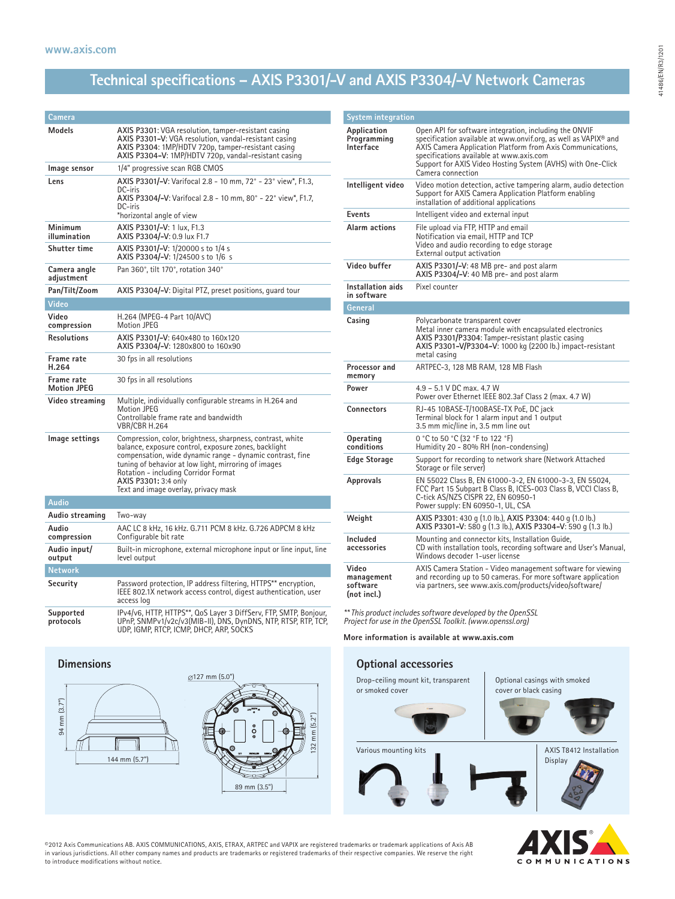www.axis.com

# Technical specifications – AXIS P3301/-V and AXIS P3304/-V Network Cameras

| Camera | |
|---|---|
| Models | **AXIS P3301**: VGA resolution, tamper-resistant casing<br>**AXIS P3301–V**: VGA resolution, vandal-resistant casing<br>**AXIS P3304**: 1MP/HDTV 720p, tamper-resistant casing<br>**AXIS P3304–V**: 1MP/HDTV 720p, vandal-resistant casing |
| Image sensor | 1/4" progressive scan RGB CMOS |
| Lens | **AXIS P3301/–V**: Varifocal 2.8 - 10 mm, 72° - 23° view*, F1.3, DC-iris<br>**AXIS P3304/–V**: Varifocal 2.8 - 10 mm, 80° - 22° view*, F1.7, DC-iris<br>*horizontal angle of view |
| Minimum illumination | **AXIS P3301/–V**: 1 lux, F1.3<br>**AXIS P3304/–V**: 0.9 lux F1.7 |
| Shutter time | **AXIS P3301/–V**: 1/20000 s to 1/4 s<br>**AXIS P3304/–V**: 1/24500 s to 1/6 s |
| Camera angle adjustment | Pan 360°, tilt 170°, rotation 340° |
| Pan/Tilt/Zoom | **AXIS P3304/–V**: Digital PTZ, preset positions, guard tour |

| Video | |
|---|---|
| Video compression | H.264 (MPEG-4 Part 10/AVC)<br>Motion JPEG |
| Resolutions | **AXIS P3301/–V**: 640x480 to 160x120<br>**AXIS P3304/–V**: 1280x800 to 160x90 |
| Frame rate H.264 | 30 fps in all resolutions |
| Frame rate Motion JPEG | 30 fps in all resolutions |
| Video streaming | Multiple, individually configurable streams in H.264 and Motion JPEG<br>Controllable frame rate and bandwidth<br>VBR/CBR H.264 |
| Image settings | Compression, color, brightness, sharpness, contrast, white balance, exposure control, exposure zones, backlight compensation, wide dynamic range - dynamic contrast, fine tuning of behavior at low light, mirroring of images<br>Rotation - including Corridor Format<br>**AXIS P3301**: 3:4 only<br>Text and image overlay, privacy mask |

| Audio | |
|---|---|
| Audio streaming | Two-way |
| Audio compression | AAC LC 8 kHz, 16 kHz. G.711 PCM 8 kHz. G.726 ADPCM 8 kHz<br>Configurable bit rate |
| Audio input/ output | Built-in microphone, external microphone input or line input, line level output |

| Network | |
|---|---|
| Security | Password protection, IP address filtering, HTTPS** encryption, IEEE 802.1X network access control, digest authentication, user access log |
| Supported protocols | IPv4/v6, HTTP, HTTPS**, QoS Layer 3 DiffServ, FTP, SMTP, Bonjour, UPnP, SNMPv1/v2c/v3(MIB-II), DNS, DynDNS, NTP, RTSP, RTP, TCP, UDP, IGMP, RTCP, ICMP, DHCP, ARP, SOCKS |

| System integration | |
|---|---|
| Application Programming Interface | Open API for software integration, including the ONVIF specification available at www.onvif.org, as well as VAPIX® and AXIS Camera Application Platform from Axis Communications, specifications available at www.axis.com<br>Support for AXIS Video Hosting System (AVHS) with One-Click Camera connection |
| Intelligent video | Video motion detection, active tampering alarm, audio detection<br>Support for AXIS Camera Application Platform enabling installation of additional applications |
| Events | Intelligent video and external input |
| Alarm actions | File upload via FTP, HTTP and email<br>Notification via email, HTTP and TCP<br>Video and audio recording to edge storage<br>External output activation |
| Video buffer | **AXIS P3301/–V**: 48 MB pre- and post alarm<br>**AXIS P3304/–V**: 40 MB pre- and post alarm |
| Installation aids in software | Pixel counter |

| General | |
|---|---|
| Casing | Polycarbonate transparent cover<br>Metal inner camera module with encapsulated electronics<br>**AXIS P3301/P3304**: Tamper-resistant plastic casing<br>**AXIS P3301–V/P3304–V**: 1000 kg (2200 lb.) impact-resistant metal casing |
| Processor and memory | ARTPEC-3, 128 MB RAM, 128 MB Flash |
| Power | 4.9 – 5.1 V DC max. 4.7 W<br>Power over Ethernet IEEE 802.3af Class 2 (max. 4.7 W) |
| Connectors | RJ-45 10BASE-T/100BASE-TX PoE, DC jack<br>Terminal block for 1 alarm input and 1 output<br>3.5 mm mic/line in, 3.5 mm line out |
| Operating conditions | 0 °C to 50 °C (32 °F to 122 °F)<br>Humidity 20 - 80% RH (non-condensing) |
| Edge Storage | Support for recording to network share (Network Attached Storage or file server) |
| Approvals | EN 55022 Class B, EN 61000-3-2, EN 61000-3-3, EN 55024, FCC Part 15 Subpart B Class B, ICES-003 Class B, VCCI Class B, C-tick AS/NZS CISPR 22, EN 60950-1<br>Power supply: EN 60950-1, UL, CSA |
| Weight | **AXIS P3301**: 430 g (1.0 lb.), **AXIS P3304**: 440 g (1.0 lb.)<br>**AXIS P3301–V**: 580 g (1.3 lb.), **AXIS P3304–V**: 590 g (1.3 lb.) |
| Included accessories | Mounting and connector kits, Installation Guide, CD with installation tools, recording software and User's Manual, Windows decoder 1-user license |
| Video management software (not incl.) | AXIS Camera Station - Video management software for viewing and recording up to 50 cameras. For more software application via partners, see www.axis.com/products/video/software/ |

*** This product includes software developed by the OpenSSL Project for use in the OpenSSL Toolkit. (www.openssl.org)*

**More information is available at www.axis.com**

## Dimensions

⌀127 mm (5.0")

94 mm (3.7")

144 mm (5.7")

132 mm (5.2")

89 mm (3.5")

## Optional accessories

Drop-ceiling mount kit, transparent or smoked cover

Optional casings with smoked cover or black casing

Various mounting kits

AXIS T8412 Installation Display

©2012 Axis Communications AB. AXIS COMMUNICATIONS, AXIS, ETRAX, ARTPEC and VAPIX are registered trademarks or trademark applications of Axis AB in various jurisdictions. All other company names and products are trademarks or registered trademarks of their respective companies. We reserve the right to introduce modifications without notice.

41486/EN/R3/1201